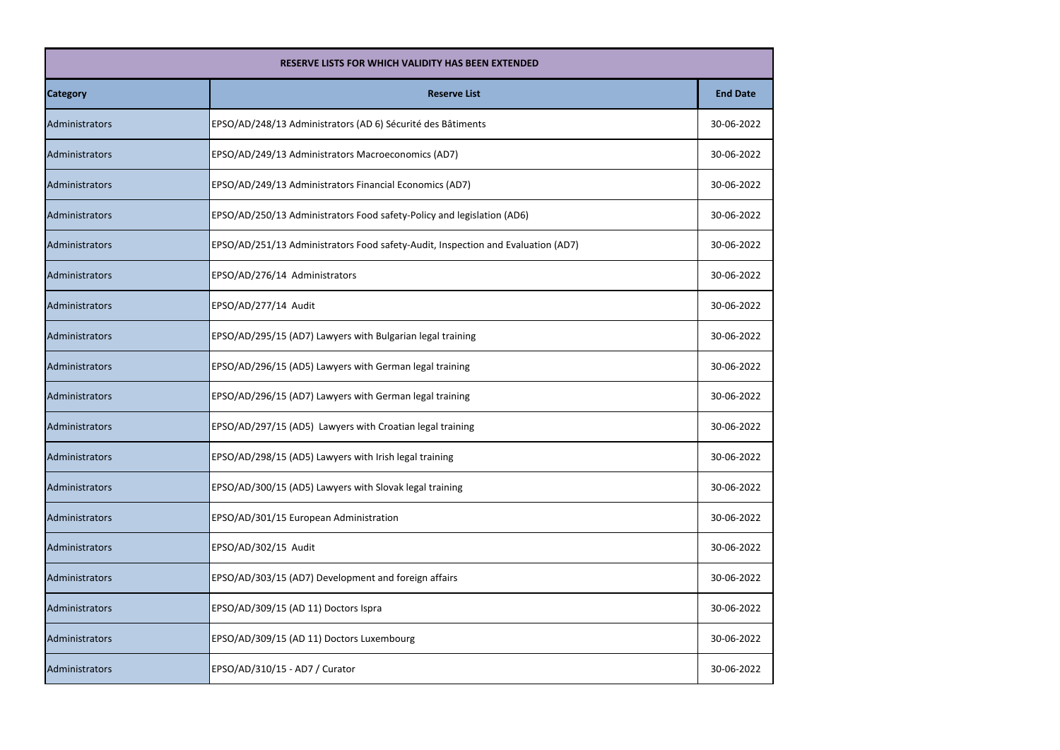| RESERVE LISTS FOR WHICH VALIDITY HAS BEEN EXTENDED | | |
|---|---|---|
| **Category** | **Reserve List** | **End Date** |
| Administrators | EPSO/AD/248/13 Administrators (AD 6) Sécurité des Bâtiments | 30-06-2022 |
| Administrators | EPSO/AD/249/13 Administrators Macroeconomics (AD7) | 30-06-2022 |
| Administrators | EPSO/AD/249/13 Administrators Financial Economics (AD7) | 30-06-2022 |
| Administrators | EPSO/AD/250/13 Administrators Food safety-Policy and legislation (AD6) | 30-06-2022 |
| Administrators | EPSO/AD/251/13 Administrators Food safety-Audit, Inspection and Evaluation (AD7) | 30-06-2022 |
| Administrators | EPSO/AD/276/14 Administrators | 30-06-2022 |
| Administrators | EPSO/AD/277/14 Audit | 30-06-2022 |
| Administrators | EPSO/AD/295/15 (AD7) Lawyers with Bulgarian legal training | 30-06-2022 |
| Administrators | EPSO/AD/296/15 (AD5) Lawyers with German legal training | 30-06-2022 |
| Administrators | EPSO/AD/296/15 (AD7) Lawyers with German legal training | 30-06-2022 |
| Administrators | EPSO/AD/297/15 (AD5) Lawyers with Croatian legal training | 30-06-2022 |
| Administrators | EPSO/AD/298/15 (AD5) Lawyers with Irish legal training | 30-06-2022 |
| Administrators | EPSO/AD/300/15 (AD5) Lawyers with Slovak legal training | 30-06-2022 |
| Administrators | EPSO/AD/301/15 European Administration | 30-06-2022 |
| Administrators | EPSO/AD/302/15 Audit | 30-06-2022 |
| Administrators | EPSO/AD/303/15 (AD7) Development and foreign affairs | 30-06-2022 |
| Administrators | EPSO/AD/309/15 (AD 11) Doctors Ispra | 30-06-2022 |
| Administrators | EPSO/AD/309/15 (AD 11) Doctors Luxembourg | 30-06-2022 |
| Administrators | EPSO/AD/310/15 - AD7 / Curator | 30-06-2022 |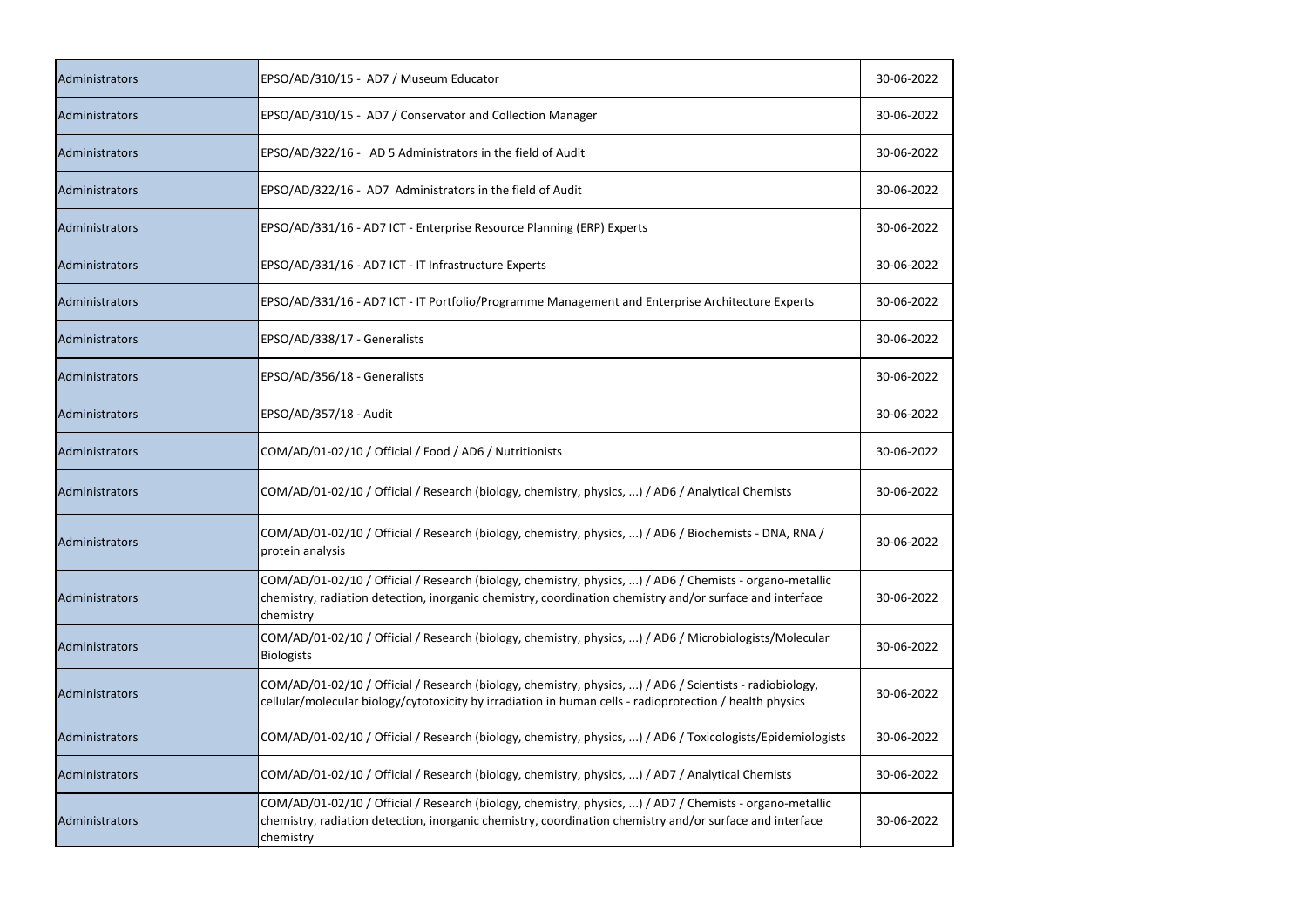| | | |
|---|---|---|
| Administrators | EPSO/AD/310/15 - AD7 / Museum Educator | 30-06-2022 |
| Administrators | EPSO/AD/310/15 - AD7 / Conservator and Collection Manager | 30-06-2022 |
| Administrators | EPSO/AD/322/16 - AD 5 Administrators in the field of Audit | 30-06-2022 |
| Administrators | EPSO/AD/322/16 - AD7 Administrators in the field of Audit | 30-06-2022 |
| Administrators | EPSO/AD/331/16 - AD7 ICT - Enterprise Resource Planning (ERP) Experts | 30-06-2022 |
| Administrators | EPSO/AD/331/16 - AD7 ICT - IT Infrastructure Experts | 30-06-2022 |
| Administrators | EPSO/AD/331/16 - AD7 ICT - IT Portfolio/Programme Management and Enterprise Architecture Experts | 30-06-2022 |
| Administrators | EPSO/AD/338/17 - Generalists | 30-06-2022 |
| Administrators | EPSO/AD/356/18 - Generalists | 30-06-2022 |
| Administrators | EPSO/AD/357/18 - Audit | 30-06-2022 |
| Administrators | COM/AD/01-02/10 / Official / Food / AD6 / Nutritionists | 30-06-2022 |
| Administrators | COM/AD/01-02/10 / Official / Research (biology, chemistry, physics, ...) / AD6 / Analytical Chemists | 30-06-2022 |
| Administrators | COM/AD/01-02/10 / Official / Research (biology, chemistry, physics, ...) / AD6 / Biochemists - DNA, RNA / protein analysis | 30-06-2022 |
| Administrators | COM/AD/01-02/10 / Official / Research (biology, chemistry, physics, ...) / AD6 / Chemists - organo-metallic chemistry, radiation detection, inorganic chemistry, coordination chemistry and/or surface and interface chemistry | 30-06-2022 |
| Administrators | COM/AD/01-02/10 / Official / Research (biology, chemistry, physics, ...) / AD6 / Microbiologists/Molecular Biologists | 30-06-2022 |
| Administrators | COM/AD/01-02/10 / Official / Research (biology, chemistry, physics, ...) / AD6 / Scientists - radiobiology, cellular/molecular biology/cytotoxicity by irradiation in human cells - radioprotection / health physics | 30-06-2022 |
| Administrators | COM/AD/01-02/10 / Official / Research (biology, chemistry, physics, ...) / AD6 / Toxicologists/Epidemiologists | 30-06-2022 |
| Administrators | COM/AD/01-02/10 / Official / Research (biology, chemistry, physics, ...) / AD7 / Analytical Chemists | 30-06-2022 |
| Administrators | COM/AD/01-02/10 / Official / Research (biology, chemistry, physics, ...) / AD7 / Chemists - organo-metallic chemistry, radiation detection, inorganic chemistry, coordination chemistry and/or surface and interface chemistry | 30-06-2022 |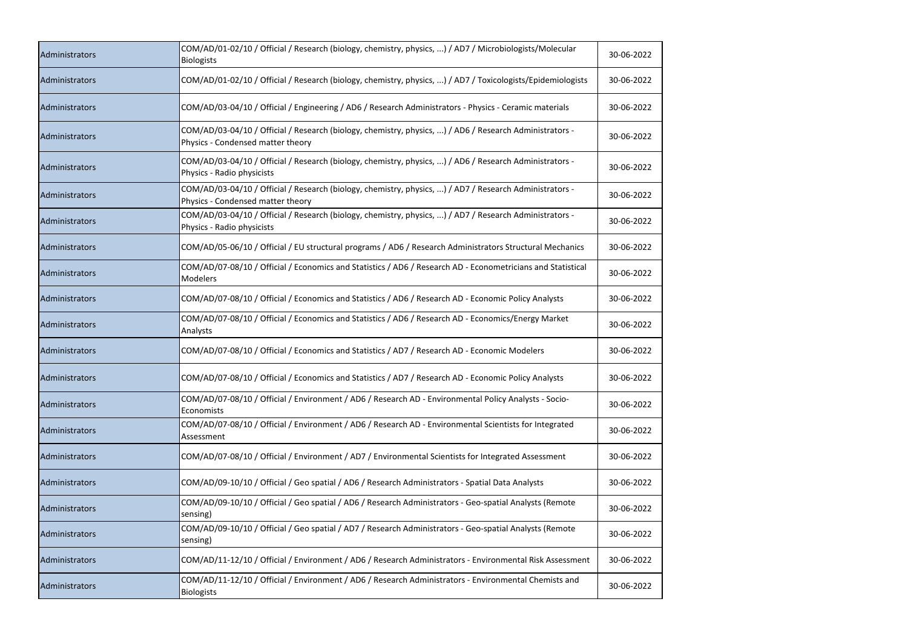| | | |
|---|---|---|
| Administrators | COM/AD/01-02/10 / Official / Research (biology, chemistry, physics, ...) / AD7 / Microbiologists/Molecular Biologists | 30-06-2022 |
| Administrators | COM/AD/01-02/10 / Official / Research (biology, chemistry, physics, ...) / AD7 / Toxicologists/Epidemiologists | 30-06-2022 |
| Administrators | COM/AD/03-04/10 / Official / Engineering / AD6 / Research Administrators - Physics - Ceramic materials | 30-06-2022 |
| Administrators | COM/AD/03-04/10 / Official / Research (biology, chemistry, physics, ...) / AD6 / Research Administrators - Physics - Condensed matter theory | 30-06-2022 |
| Administrators | COM/AD/03-04/10 / Official / Research (biology, chemistry, physics, ...) / AD6 / Research Administrators - Physics - Radio physicists | 30-06-2022 |
| Administrators | COM/AD/03-04/10 / Official / Research (biology, chemistry, physics, ...) / AD7 / Research Administrators - Physics - Condensed matter theory | 30-06-2022 |
| Administrators | COM/AD/03-04/10 / Official / Research (biology, chemistry, physics, ...) / AD7 / Research Administrators - Physics - Radio physicists | 30-06-2022 |
| Administrators | COM/AD/05-06/10 / Official / EU structural programs / AD6 / Research Administrators Structural Mechanics | 30-06-2022 |
| Administrators | COM/AD/07-08/10 / Official / Economics and Statistics / AD6 / Research AD - Econometricians and Statistical Modelers | 30-06-2022 |
| Administrators | COM/AD/07-08/10 / Official / Economics and Statistics / AD6 / Research AD - Economic Policy Analysts | 30-06-2022 |
| Administrators | COM/AD/07-08/10 / Official / Economics and Statistics / AD6 / Research AD - Economics/Energy Market Analysts | 30-06-2022 |
| Administrators | COM/AD/07-08/10 / Official / Economics and Statistics / AD7 / Research AD - Economic Modelers | 30-06-2022 |
| Administrators | COM/AD/07-08/10 / Official / Economics and Statistics / AD7 / Research AD - Economic Policy Analysts | 30-06-2022 |
| Administrators | COM/AD/07-08/10 / Official / Environment / AD6 / Research AD - Environmental Policy Analysts - Socio-Economists | 30-06-2022 |
| Administrators | COM/AD/07-08/10 / Official / Environment / AD6 / Research AD - Environmental Scientists for Integrated Assessment | 30-06-2022 |
| Administrators | COM/AD/07-08/10 / Official / Environment / AD7 / Environmental Scientists for Integrated Assessment | 30-06-2022 |
| Administrators | COM/AD/09-10/10 / Official / Geo spatial / AD6 / Research Administrators - Spatial Data Analysts | 30-06-2022 |
| Administrators | COM/AD/09-10/10 / Official / Geo spatial / AD6 / Research Administrators - Geo-spatial Analysts (Remote sensing) | 30-06-2022 |
| Administrators | COM/AD/09-10/10 / Official / Geo spatial / AD7 / Research Administrators - Geo-spatial Analysts (Remote sensing) | 30-06-2022 |
| Administrators | COM/AD/11-12/10 / Official / Environment / AD6 / Research Administrators - Environmental Risk Assessment | 30-06-2022 |
| Administrators | COM/AD/11-12/10 / Official / Environment / AD6 / Research Administrators - Environmental Chemists and Biologists | 30-06-2022 |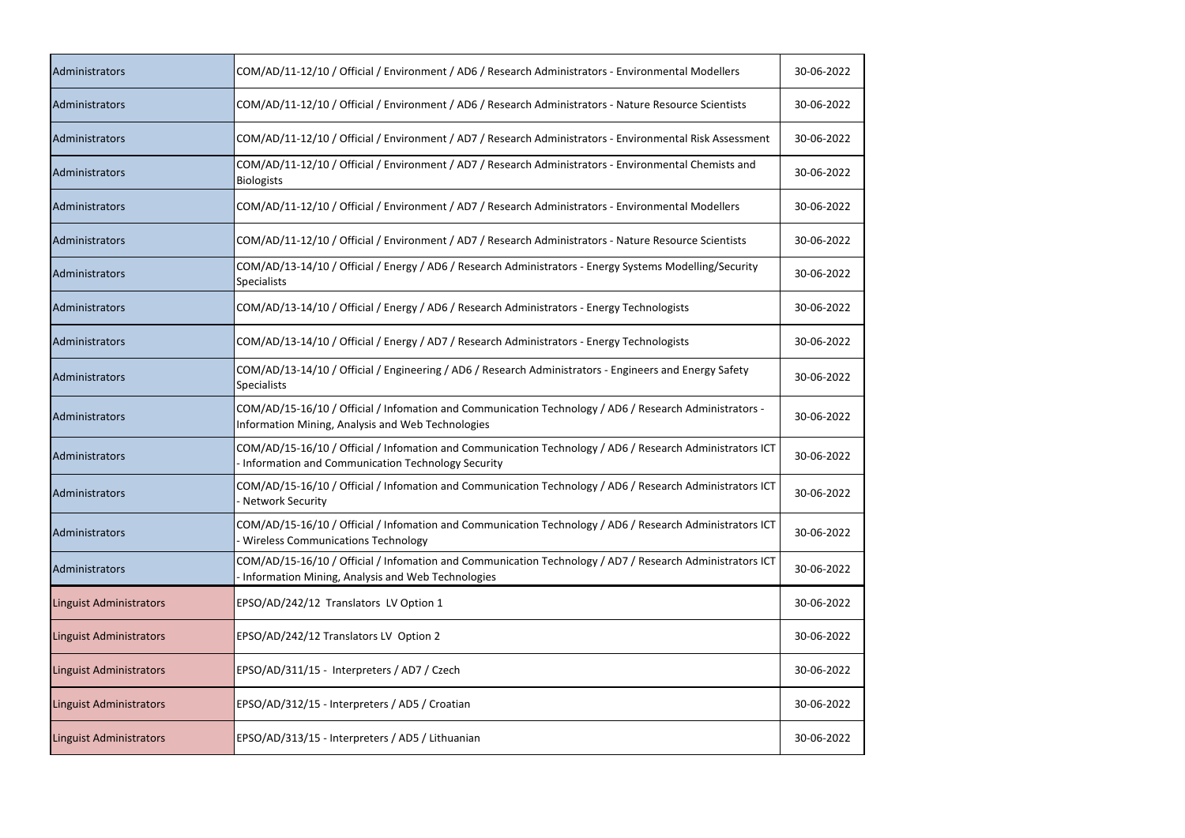| | | |
|---|---|---|
| Administrators | COM/AD/11-12/10 / Official / Environment / AD6 / Research Administrators - Environmental Modellers | 30-06-2022 |
| Administrators | COM/AD/11-12/10 / Official / Environment / AD6 / Research Administrators - Nature Resource Scientists | 30-06-2022 |
| Administrators | COM/AD/11-12/10 / Official / Environment / AD7 / Research Administrators - Environmental Risk Assessment | 30-06-2022 |
| Administrators | COM/AD/11-12/10 / Official / Environment / AD7 / Research Administrators - Environmental Chemists and Biologists | 30-06-2022 |
| Administrators | COM/AD/11-12/10 / Official / Environment / AD7 / Research Administrators - Environmental Modellers | 30-06-2022 |
| Administrators | COM/AD/11-12/10 / Official / Environment / AD7 / Research Administrators - Nature Resource Scientists | 30-06-2022 |
| Administrators | COM/AD/13-14/10 / Official / Energy / AD6 / Research Administrators - Energy Systems Modelling/Security Specialists | 30-06-2022 |
| Administrators | COM/AD/13-14/10 / Official / Energy / AD6 / Research Administrators - Energy Technologists | 30-06-2022 |
| Administrators | COM/AD/13-14/10 / Official / Energy / AD7 / Research Administrators - Energy Technologists | 30-06-2022 |
| Administrators | COM/AD/13-14/10 / Official / Engineering / AD6 / Research Administrators - Engineers and Energy Safety Specialists | 30-06-2022 |
| Administrators | COM/AD/15-16/10 / Official / Infomation and Communication Technology / AD6 / Research Administrators - Information Mining, Analysis and Web Technologies | 30-06-2022 |
| Administrators | COM/AD/15-16/10 / Official / Infomation and Communication Technology / AD6 / Research Administrators ICT - Information and Communication Technology Security | 30-06-2022 |
| Administrators | COM/AD/15-16/10 / Official / Infomation and Communication Technology / AD6 / Research Administrators ICT - Network Security | 30-06-2022 |
| Administrators | COM/AD/15-16/10 / Official / Infomation and Communication Technology / AD6 / Research Administrators ICT - Wireless Communications Technology | 30-06-2022 |
| Administrators | COM/AD/15-16/10 / Official / Infomation and Communication Technology / AD7 / Research Administrators ICT - Information Mining, Analysis and Web Technologies | 30-06-2022 |
| Linguist Administrators | EPSO/AD/242/12 Translators LV Option 1 | 30-06-2022 |
| Linguist Administrators | EPSO/AD/242/12 Translators LV Option 2 | 30-06-2022 |
| Linguist Administrators | EPSO/AD/311/15 - Interpreters / AD7 / Czech | 30-06-2022 |
| Linguist Administrators | EPSO/AD/312/15 - Interpreters / AD5 / Croatian | 30-06-2022 |
| Linguist Administrators | EPSO/AD/313/15 - Interpreters / AD5 / Lithuanian | 30-06-2022 |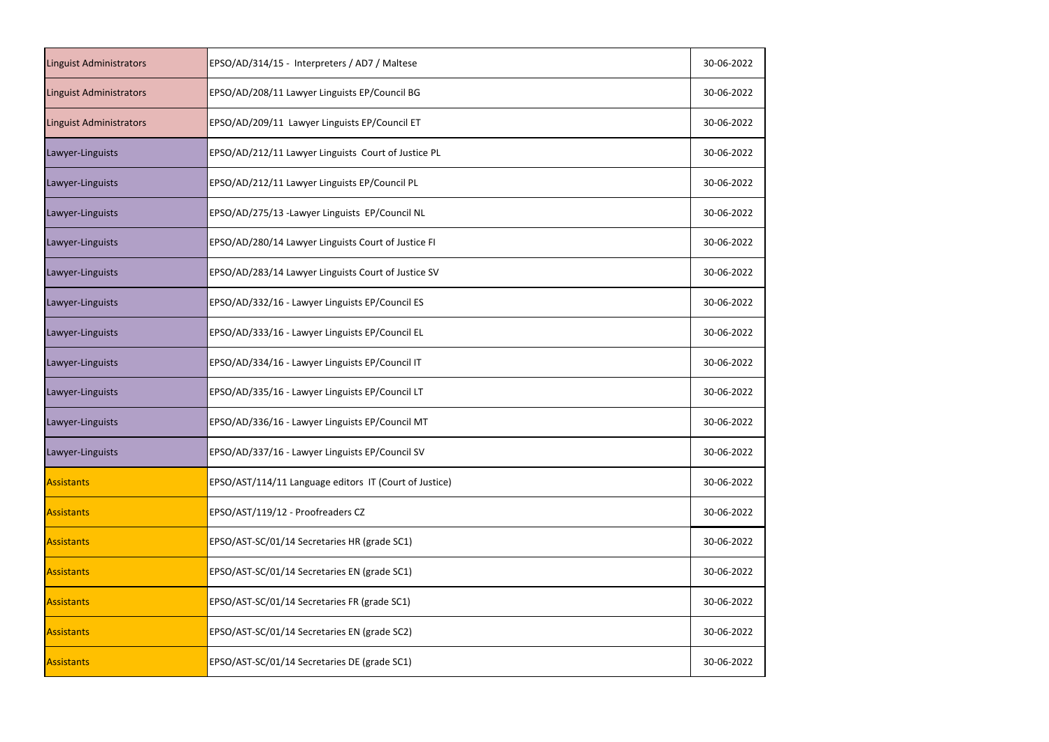| | | |
|---|---|---|
| Linguist Administrators | EPSO/AD/314/15 - Interpreters / AD7 / Maltese | 30-06-2022 |
| Linguist Administrators | EPSO/AD/208/11 Lawyer Linguists EP/Council BG | 30-06-2022 |
| Linguist Administrators | EPSO/AD/209/11 Lawyer Linguists EP/Council ET | 30-06-2022 |
| Lawyer-Linguists | EPSO/AD/212/11 Lawyer Linguists Court of Justice PL | 30-06-2022 |
| Lawyer-Linguists | EPSO/AD/212/11 Lawyer Linguists EP/Council PL | 30-06-2022 |
| Lawyer-Linguists | EPSO/AD/275/13 -Lawyer Linguists EP/Council NL | 30-06-2022 |
| Lawyer-Linguists | EPSO/AD/280/14 Lawyer Linguists Court of Justice FI | 30-06-2022 |
| Lawyer-Linguists | EPSO/AD/283/14 Lawyer Linguists Court of Justice SV | 30-06-2022 |
| Lawyer-Linguists | EPSO/AD/332/16 - Lawyer Linguists EP/Council ES | 30-06-2022 |
| Lawyer-Linguists | EPSO/AD/333/16 - Lawyer Linguists EP/Council EL | 30-06-2022 |
| Lawyer-Linguists | EPSO/AD/334/16 - Lawyer Linguists EP/Council IT | 30-06-2022 |
| Lawyer-Linguists | EPSO/AD/335/16 - Lawyer Linguists EP/Council LT | 30-06-2022 |
| Lawyer-Linguists | EPSO/AD/336/16 - Lawyer Linguists EP/Council MT | 30-06-2022 |
| Lawyer-Linguists | EPSO/AD/337/16 - Lawyer Linguists EP/Council SV | 30-06-2022 |
| Assistants | EPSO/AST/114/11 Language editors IT (Court of Justice) | 30-06-2022 |
| Assistants | EPSO/AST/119/12 - Proofreaders CZ | 30-06-2022 |
| Assistants | EPSO/AST-SC/01/14 Secretaries HR (grade SC1) | 30-06-2022 |
| Assistants | EPSO/AST-SC/01/14 Secretaries EN (grade SC1) | 30-06-2022 |
| Assistants | EPSO/AST-SC/01/14 Secretaries FR (grade SC1) | 30-06-2022 |
| Assistants | EPSO/AST-SC/01/14 Secretaries EN (grade SC2) | 30-06-2022 |
| Assistants | EPSO/AST-SC/01/14 Secretaries DE (grade SC1) | 30-06-2022 |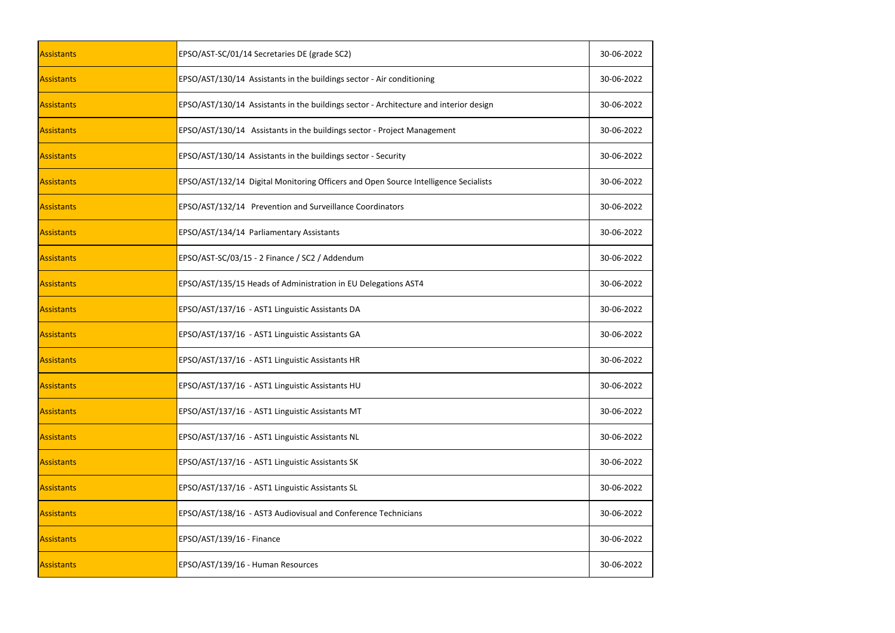| | | |
|---|---|---|
| Assistants | EPSO/AST-SC/01/14 Secretaries DE (grade SC2) | 30-06-2022 |
| Assistants | EPSO/AST/130/14 Assistants in the buildings sector - Air conditioning | 30-06-2022 |
| Assistants | EPSO/AST/130/14 Assistants in the buildings sector - Architecture and interior design | 30-06-2022 |
| Assistants | EPSO/AST/130/14 Assistants in the buildings sector - Project Management | 30-06-2022 |
| Assistants | EPSO/AST/130/14 Assistants in the buildings sector - Security | 30-06-2022 |
| Assistants | EPSO/AST/132/14 Digital Monitoring Officers and Open Source Intelligence Secialists | 30-06-2022 |
| Assistants | EPSO/AST/132/14 Prevention and Surveillance Coordinators | 30-06-2022 |
| Assistants | EPSO/AST/134/14 Parliamentary Assistants | 30-06-2022 |
| Assistants | EPSO/AST-SC/03/15 - 2 Finance / SC2 / Addendum | 30-06-2022 |
| Assistants | EPSO/AST/135/15 Heads of Administration in EU Delegations AST4 | 30-06-2022 |
| Assistants | EPSO/AST/137/16 - AST1 Linguistic Assistants DA | 30-06-2022 |
| Assistants | EPSO/AST/137/16 - AST1 Linguistic Assistants GA | 30-06-2022 |
| Assistants | EPSO/AST/137/16 - AST1 Linguistic Assistants HR | 30-06-2022 |
| Assistants | EPSO/AST/137/16 - AST1 Linguistic Assistants HU | 30-06-2022 |
| Assistants | EPSO/AST/137/16 - AST1 Linguistic Assistants MT | 30-06-2022 |
| Assistants | EPSO/AST/137/16 - AST1 Linguistic Assistants NL | 30-06-2022 |
| Assistants | EPSO/AST/137/16 - AST1 Linguistic Assistants SK | 30-06-2022 |
| Assistants | EPSO/AST/137/16 - AST1 Linguistic Assistants SL | 30-06-2022 |
| Assistants | EPSO/AST/138/16 - AST3 Audiovisual and Conference Technicians | 30-06-2022 |
| Assistants | EPSO/AST/139/16 - Finance | 30-06-2022 |
| Assistants | EPSO/AST/139/16 - Human Resources | 30-06-2022 |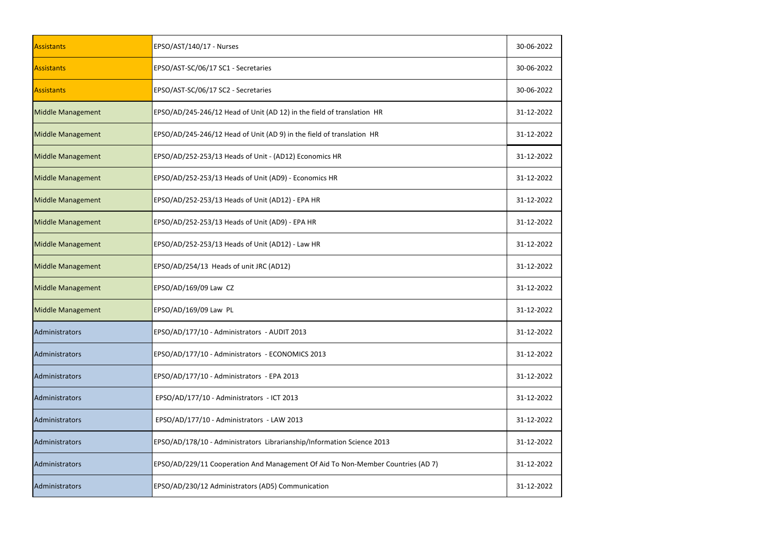| | | |
|---|---|---|
| Assistants | EPSO/AST/140/17 - Nurses | 30-06-2022 |
| Assistants | EPSO/AST-SC/06/17 SC1 - Secretaries | 30-06-2022 |
| Assistants | EPSO/AST-SC/06/17 SC2 - Secretaries | 30-06-2022 |
| Middle Management | EPSO/AD/245-246/12 Head of Unit (AD 12) in the field of translation HR | 31-12-2022 |
| Middle Management | EPSO/AD/245-246/12 Head of Unit (AD 9) in the field of translation HR | 31-12-2022 |
| Middle Management | EPSO/AD/252-253/13 Heads of Unit - (AD12) Economics HR | 31-12-2022 |
| Middle Management | EPSO/AD/252-253/13 Heads of Unit (AD9) - Economics HR | 31-12-2022 |
| Middle Management | EPSO/AD/252-253/13 Heads of Unit (AD12) - EPA HR | 31-12-2022 |
| Middle Management | EPSO/AD/252-253/13 Heads of Unit (AD9) - EPA HR | 31-12-2022 |
| Middle Management | EPSO/AD/252-253/13 Heads of Unit (AD12) - Law HR | 31-12-2022 |
| Middle Management | EPSO/AD/254/13 Heads of unit JRC (AD12) | 31-12-2022 |
| Middle Management | EPSO/AD/169/09 Law CZ | 31-12-2022 |
| Middle Management | EPSO/AD/169/09 Law PL | 31-12-2022 |
| Administrators | EPSO/AD/177/10 - Administrators - AUDIT 2013 | 31-12-2022 |
| Administrators | EPSO/AD/177/10 - Administrators - ECONOMICS 2013 | 31-12-2022 |
| Administrators | EPSO/AD/177/10 - Administrators - EPA 2013 | 31-12-2022 |
| Administrators | EPSO/AD/177/10 - Administrators - ICT 2013 | 31-12-2022 |
| Administrators | EPSO/AD/177/10 - Administrators - LAW 2013 | 31-12-2022 |
| Administrators | EPSO/AD/178/10 - Administrators Librarianship/Information Science 2013 | 31-12-2022 |
| Administrators | EPSO/AD/229/11 Cooperation And Management Of Aid To Non-Member Countries (AD 7) | 31-12-2022 |
| Administrators | EPSO/AD/230/12 Administrators (AD5) Communication | 31-12-2022 |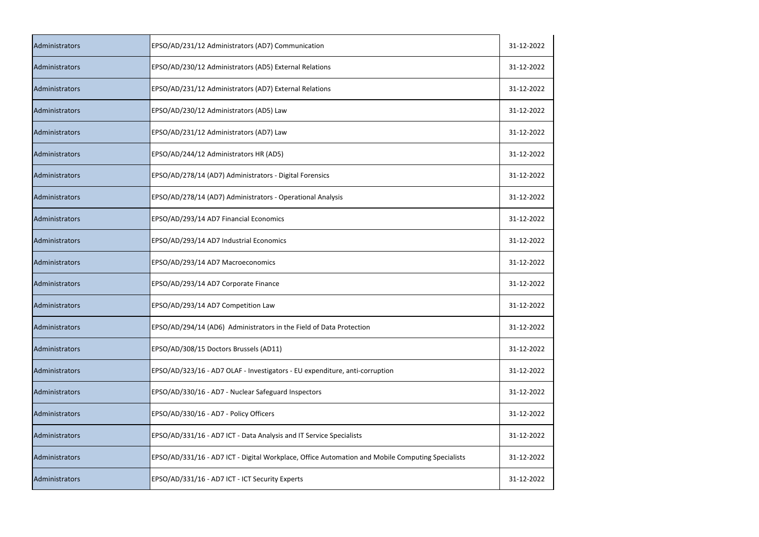| | | |
|---|---|---|
| Administrators | EPSO/AD/231/12 Administrators (AD7) Communication | 31-12-2022 |
| Administrators | EPSO/AD/230/12 Administrators (AD5) External Relations | 31-12-2022 |
| Administrators | EPSO/AD/231/12 Administrators (AD7) External Relations | 31-12-2022 |
| Administrators | EPSO/AD/230/12 Administrators (AD5) Law | 31-12-2022 |
| Administrators | EPSO/AD/231/12 Administrators (AD7) Law | 31-12-2022 |
| Administrators | EPSO/AD/244/12 Administrators HR (AD5) | 31-12-2022 |
| Administrators | EPSO/AD/278/14 (AD7) Administrators - Digital Forensics | 31-12-2022 |
| Administrators | EPSO/AD/278/14 (AD7) Administrators - Operational Analysis | 31-12-2022 |
| Administrators | EPSO/AD/293/14 AD7 Financial Economics | 31-12-2022 |
| Administrators | EPSO/AD/293/14 AD7 Industrial Economics | 31-12-2022 |
| Administrators | EPSO/AD/293/14 AD7 Macroeconomics | 31-12-2022 |
| Administrators | EPSO/AD/293/14 AD7 Corporate Finance | 31-12-2022 |
| Administrators | EPSO/AD/293/14 AD7 Competition Law | 31-12-2022 |
| Administrators | EPSO/AD/294/14 (AD6) Administrators in the Field of Data Protection | 31-12-2022 |
| Administrators | EPSO/AD/308/15 Doctors Brussels (AD11) | 31-12-2022 |
| Administrators | EPSO/AD/323/16 - AD7 OLAF - Investigators - EU expenditure, anti-corruption | 31-12-2022 |
| Administrators | EPSO/AD/330/16 - AD7 - Nuclear Safeguard Inspectors | 31-12-2022 |
| Administrators | EPSO/AD/330/16 - AD7 - Policy Officers | 31-12-2022 |
| Administrators | EPSO/AD/331/16 - AD7 ICT - Data Analysis and IT Service Specialists | 31-12-2022 |
| Administrators | EPSO/AD/331/16 - AD7 ICT - Digital Workplace, Office Automation and Mobile Computing Specialists | 31-12-2022 |
| Administrators | EPSO/AD/331/16 - AD7 ICT - ICT Security Experts | 31-12-2022 |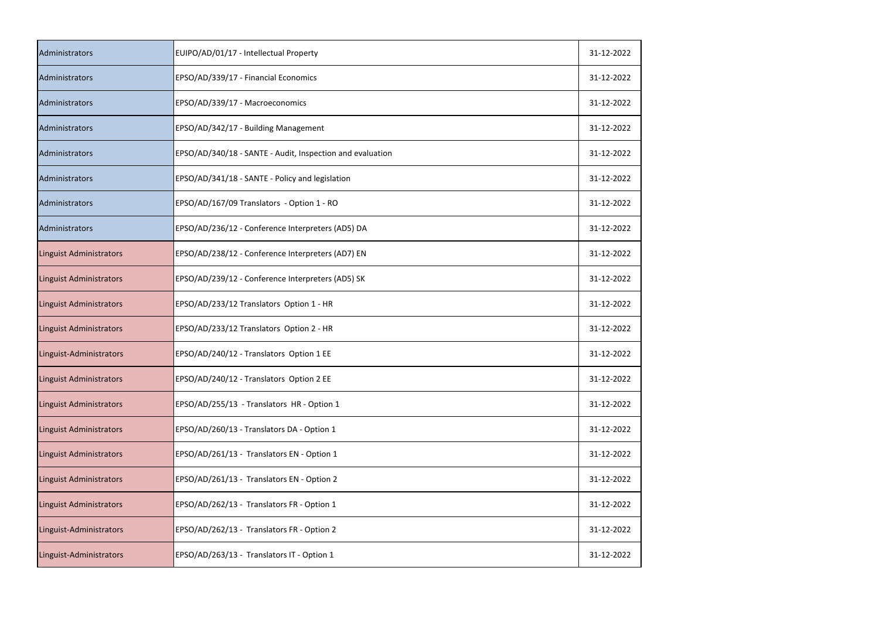| | | |
|---|---|---|
| Administrators | EUIPO/AD/01/17 - Intellectual Property | 31-12-2022 |
| Administrators | EPSO/AD/339/17 - Financial Economics | 31-12-2022 |
| Administrators | EPSO/AD/339/17 - Macroeconomics | 31-12-2022 |
| Administrators | EPSO/AD/342/17 - Building Management | 31-12-2022 |
| Administrators | EPSO/AD/340/18 - SANTE - Audit, Inspection and evaluation | 31-12-2022 |
| Administrators | EPSO/AD/341/18 - SANTE - Policy and legislation | 31-12-2022 |
| Administrators | EPSO/AD/167/09 Translators - Option 1 - RO | 31-12-2022 |
| Administrators | EPSO/AD/236/12 - Conference Interpreters (AD5) DA | 31-12-2022 |
| Linguist Administrators | EPSO/AD/238/12 - Conference Interpreters (AD7) EN | 31-12-2022 |
| Linguist Administrators | EPSO/AD/239/12 - Conference Interpreters (AD5) SK | 31-12-2022 |
| Linguist Administrators | EPSO/AD/233/12 Translators Option 1 - HR | 31-12-2022 |
| Linguist Administrators | EPSO/AD/233/12 Translators Option 2 - HR | 31-12-2022 |
| Linguist-Administrators | EPSO/AD/240/12 - Translators Option 1 EE | 31-12-2022 |
| Linguist Administrators | EPSO/AD/240/12 - Translators Option 2 EE | 31-12-2022 |
| Linguist Administrators | EPSO/AD/255/13 - Translators HR - Option 1 | 31-12-2022 |
| Linguist Administrators | EPSO/AD/260/13 - Translators DA - Option 1 | 31-12-2022 |
| Linguist Administrators | EPSO/AD/261/13 - Translators EN - Option 1 | 31-12-2022 |
| Linguist Administrators | EPSO/AD/261/13 - Translators EN - Option 2 | 31-12-2022 |
| Linguist Administrators | EPSO/AD/262/13 - Translators FR - Option 1 | 31-12-2022 |
| Linguist-Administrators | EPSO/AD/262/13 - Translators FR - Option 2 | 31-12-2022 |
| Linguist-Administrators | EPSO/AD/263/13 - Translators IT - Option 1 | 31-12-2022 |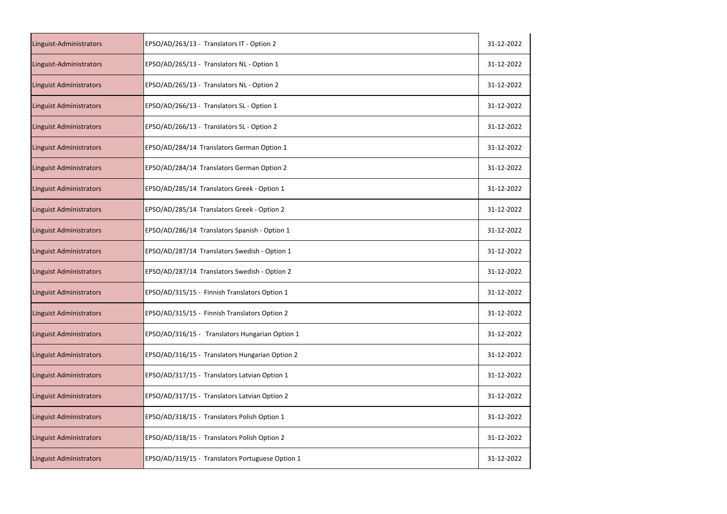| | | |
|---|---|---|
| Linguist-Administrators | EPSO/AD/263/13 - Translators IT - Option 2 | 31-12-2022 |
| Linguist-Administrators | EPSO/AD/265/13 - Translators NL - Option 1 | 31-12-2022 |
| Linguist Administrators | EPSO/AD/265/13 - Translators NL - Option 2 | 31-12-2022 |
| Linguist Administrators | EPSO/AD/266/13 - Translators SL - Option 1 | 31-12-2022 |
| Linguist Administrators | EPSO/AD/266/13 - Translators SL - Option 2 | 31-12-2022 |
| Linguist Administrators | EPSO/AD/284/14 Translators German Option 1 | 31-12-2022 |
| Linguist Administrators | EPSO/AD/284/14 Translators German Option 2 | 31-12-2022 |
| Linguist Administrators | EPSO/AD/285/14 Translators Greek - Option 1 | 31-12-2022 |
| Linguist Administrators | EPSO/AD/285/14 Translators Greek - Option 2 | 31-12-2022 |
| Linguist Administrators | EPSO/AD/286/14 Translators Spanish - Option 1 | 31-12-2022 |
| Linguist Administrators | EPSO/AD/287/14 Translators Swedish - Option 1 | 31-12-2022 |
| Linguist Administrators | EPSO/AD/287/14 Translators Swedish - Option 2 | 31-12-2022 |
| Linguist Administrators | EPSO/AD/315/15 - Finnish Translators Option 1 | 31-12-2022 |
| Linguist Administrators | EPSO/AD/315/15 - Finnish Translators Option 2 | 31-12-2022 |
| Linguist Administrators | EPSO/AD/316/15 - Translators Hungarian Option 1 | 31-12-2022 |
| Linguist Administrators | EPSO/AD/316/15 - Translators Hungarian Option 2 | 31-12-2022 |
| Linguist Administrators | EPSO/AD/317/15 - Translators Latvian Option 1 | 31-12-2022 |
| Linguist Administrators | EPSO/AD/317/15 - Translators Latvian Option 2 | 31-12-2022 |
| Linguist Administrators | EPSO/AD/318/15 - Translators Polish Option 1 | 31-12-2022 |
| Linguist Administrators | EPSO/AD/318/15 - Translators Polish Option 2 | 31-12-2022 |
| Linguist Administrators | EPSO/AD/319/15 - Translators Portuguese Option 1 | 31-12-2022 |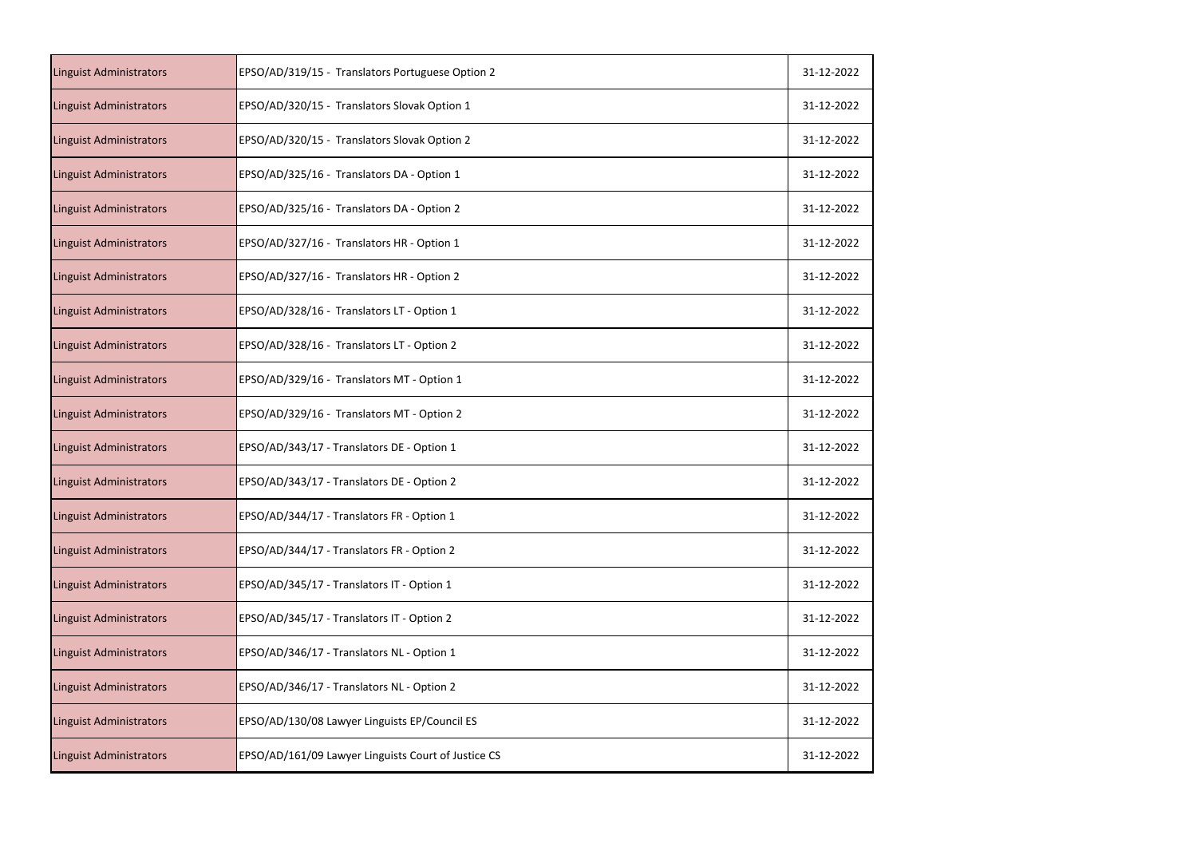| | | |
|---|---|---|
| Linguist Administrators | EPSO/AD/319/15 - Translators Portuguese Option 2 | 31-12-2022 |
| Linguist Administrators | EPSO/AD/320/15 - Translators Slovak Option 1 | 31-12-2022 |
| Linguist Administrators | EPSO/AD/320/15 - Translators Slovak Option 2 | 31-12-2022 |
| Linguist Administrators | EPSO/AD/325/16 - Translators DA - Option 1 | 31-12-2022 |
| Linguist Administrators | EPSO/AD/325/16 - Translators DA - Option 2 | 31-12-2022 |
| Linguist Administrators | EPSO/AD/327/16 - Translators HR - Option 1 | 31-12-2022 |
| Linguist Administrators | EPSO/AD/327/16 - Translators HR - Option 2 | 31-12-2022 |
| Linguist Administrators | EPSO/AD/328/16 - Translators LT - Option 1 | 31-12-2022 |
| Linguist Administrators | EPSO/AD/328/16 - Translators LT - Option 2 | 31-12-2022 |
| Linguist Administrators | EPSO/AD/329/16 - Translators MT - Option 1 | 31-12-2022 |
| Linguist Administrators | EPSO/AD/329/16 - Translators MT - Option 2 | 31-12-2022 |
| Linguist Administrators | EPSO/AD/343/17 - Translators DE - Option 1 | 31-12-2022 |
| Linguist Administrators | EPSO/AD/343/17 - Translators DE - Option 2 | 31-12-2022 |
| Linguist Administrators | EPSO/AD/344/17 - Translators FR - Option 1 | 31-12-2022 |
| Linguist Administrators | EPSO/AD/344/17 - Translators FR - Option 2 | 31-12-2022 |
| Linguist Administrators | EPSO/AD/345/17 - Translators IT - Option 1 | 31-12-2022 |
| Linguist Administrators | EPSO/AD/345/17 - Translators IT - Option 2 | 31-12-2022 |
| Linguist Administrators | EPSO/AD/346/17 - Translators NL - Option 1 | 31-12-2022 |
| Linguist Administrators | EPSO/AD/346/17 - Translators NL - Option 2 | 31-12-2022 |
| Linguist Administrators | EPSO/AD/130/08 Lawyer Linguists EP/Council ES | 31-12-2022 |
| Linguist Administrators | EPSO/AD/161/09 Lawyer Linguists Court of Justice CS | 31-12-2022 |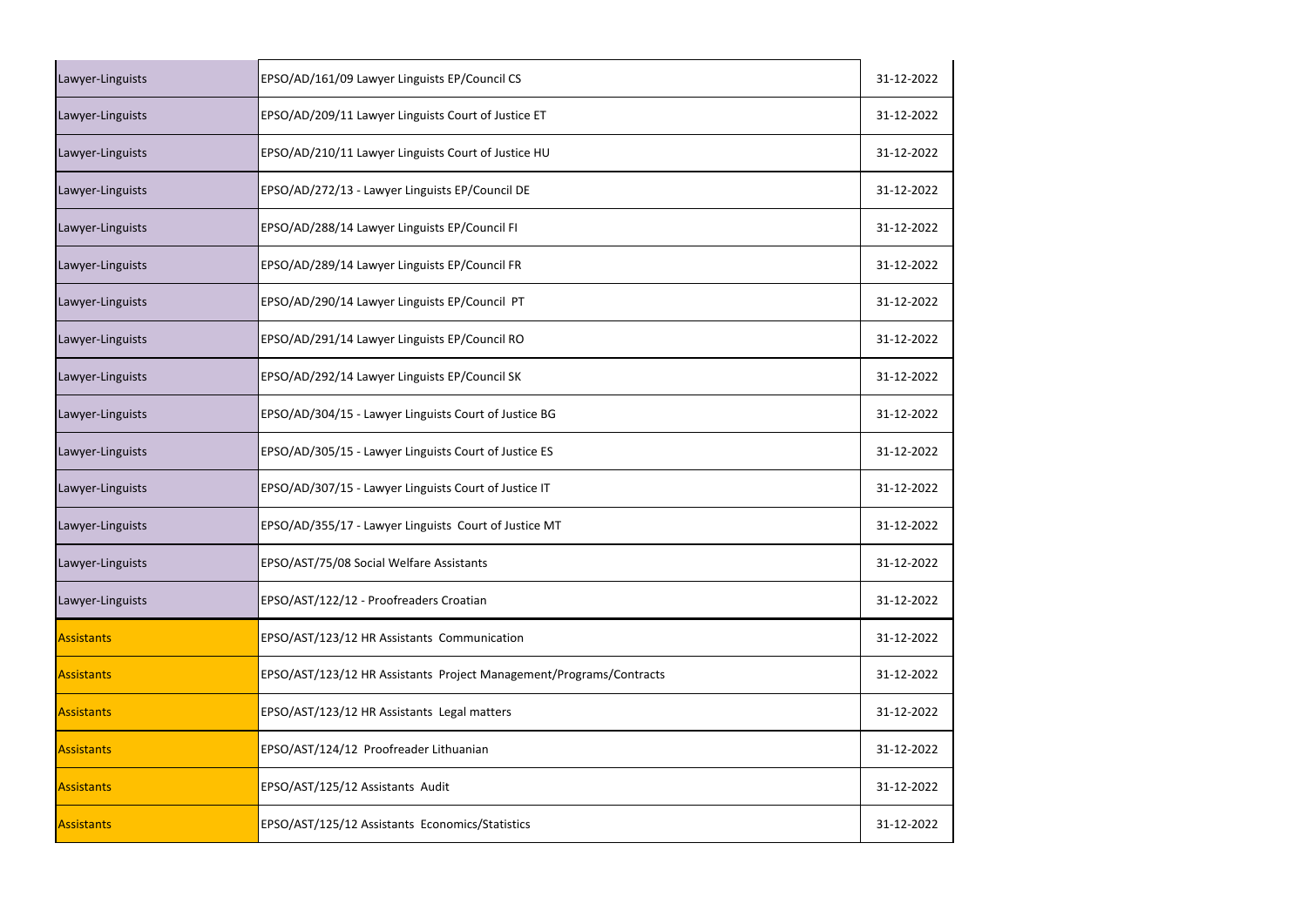| | | |
|---|---|---|
| Lawyer-Linguists | EPSO/AD/161/09 Lawyer Linguists EP/Council CS | 31-12-2022 |
| Lawyer-Linguists | EPSO/AD/209/11 Lawyer Linguists Court of Justice ET | 31-12-2022 |
| Lawyer-Linguists | EPSO/AD/210/11 Lawyer Linguists Court of Justice HU | 31-12-2022 |
| Lawyer-Linguists | EPSO/AD/272/13 - Lawyer Linguists EP/Council DE | 31-12-2022 |
| Lawyer-Linguists | EPSO/AD/288/14 Lawyer Linguists EP/Council FI | 31-12-2022 |
| Lawyer-Linguists | EPSO/AD/289/14 Lawyer Linguists EP/Council FR | 31-12-2022 |
| Lawyer-Linguists | EPSO/AD/290/14 Lawyer Linguists EP/Council PT | 31-12-2022 |
| Lawyer-Linguists | EPSO/AD/291/14 Lawyer Linguists EP/Council RO | 31-12-2022 |
| Lawyer-Linguists | EPSO/AD/292/14 Lawyer Linguists EP/Council SK | 31-12-2022 |
| Lawyer-Linguists | EPSO/AD/304/15 - Lawyer Linguists Court of Justice BG | 31-12-2022 |
| Lawyer-Linguists | EPSO/AD/305/15 - Lawyer Linguists Court of Justice ES | 31-12-2022 |
| Lawyer-Linguists | EPSO/AD/307/15 - Lawyer Linguists Court of Justice IT | 31-12-2022 |
| Lawyer-Linguists | EPSO/AD/355/17 - Lawyer Linguists Court of Justice MT | 31-12-2022 |
| Lawyer-Linguists | EPSO/AST/75/08 Social Welfare Assistants | 31-12-2022 |
| Lawyer-Linguists | EPSO/AST/122/12 - Proofreaders Croatian | 31-12-2022 |
| Assistants | EPSO/AST/123/12 HR Assistants Communication | 31-12-2022 |
| Assistants | EPSO/AST/123/12 HR Assistants Project Management/Programs/Contracts | 31-12-2022 |
| Assistants | EPSO/AST/123/12 HR Assistants Legal matters | 31-12-2022 |
| Assistants | EPSO/AST/124/12 Proofreader Lithuanian | 31-12-2022 |
| Assistants | EPSO/AST/125/12 Assistants Audit | 31-12-2022 |
| Assistants | EPSO/AST/125/12 Assistants Economics/Statistics | 31-12-2022 |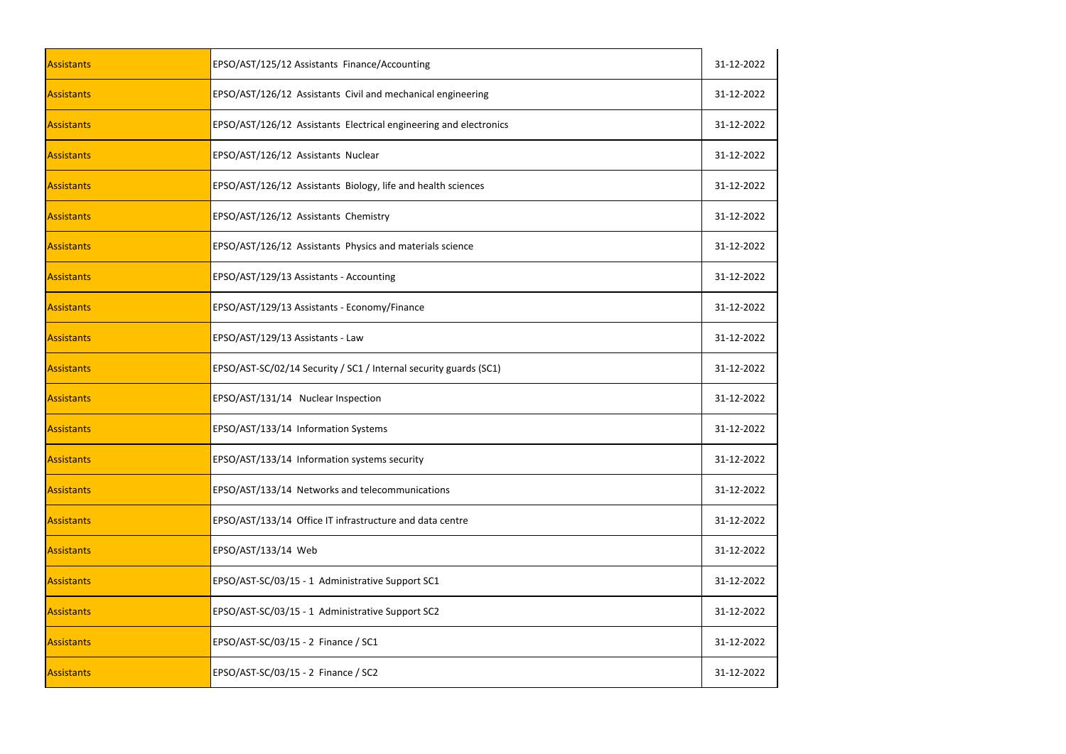| Assistants | EPSO/AST/125/12 Assistants Finance/Accounting | 31-12-2022 |
|---|---|---|
| Assistants | EPSO/AST/126/12 Assistants Civil and mechanical engineering | 31-12-2022 |
| Assistants | EPSO/AST/126/12 Assistants Electrical engineering and electronics | 31-12-2022 |
| Assistants | EPSO/AST/126/12 Assistants Nuclear | 31-12-2022 |
| Assistants | EPSO/AST/126/12 Assistants Biology, life and health sciences | 31-12-2022 |
| Assistants | EPSO/AST/126/12 Assistants Chemistry | 31-12-2022 |
| Assistants | EPSO/AST/126/12 Assistants Physics and materials science | 31-12-2022 |
| Assistants | EPSO/AST/129/13 Assistants - Accounting | 31-12-2022 |
| Assistants | EPSO/AST/129/13 Assistants - Economy/Finance | 31-12-2022 |
| Assistants | EPSO/AST/129/13 Assistants - Law | 31-12-2022 |
| Assistants | EPSO/AST-SC/02/14 Security / SC1 / Internal security guards (SC1) | 31-12-2022 |
| Assistants | EPSO/AST/131/14 Nuclear Inspection | 31-12-2022 |
| Assistants | EPSO/AST/133/14 Information Systems | 31-12-2022 |
| Assistants | EPSO/AST/133/14 Information systems security | 31-12-2022 |
| Assistants | EPSO/AST/133/14 Networks and telecommunications | 31-12-2022 |
| Assistants | EPSO/AST/133/14 Office IT infrastructure and data centre | 31-12-2022 |
| Assistants | EPSO/AST/133/14 Web | 31-12-2022 |
| Assistants | EPSO/AST-SC/03/15 - 1 Administrative Support SC1 | 31-12-2022 |
| Assistants | EPSO/AST-SC/03/15 - 1 Administrative Support SC2 | 31-12-2022 |
| Assistants | EPSO/AST-SC/03/15 - 2 Finance / SC1 | 31-12-2022 |
| Assistants | EPSO/AST-SC/03/15 - 2 Finance / SC2 | 31-12-2022 |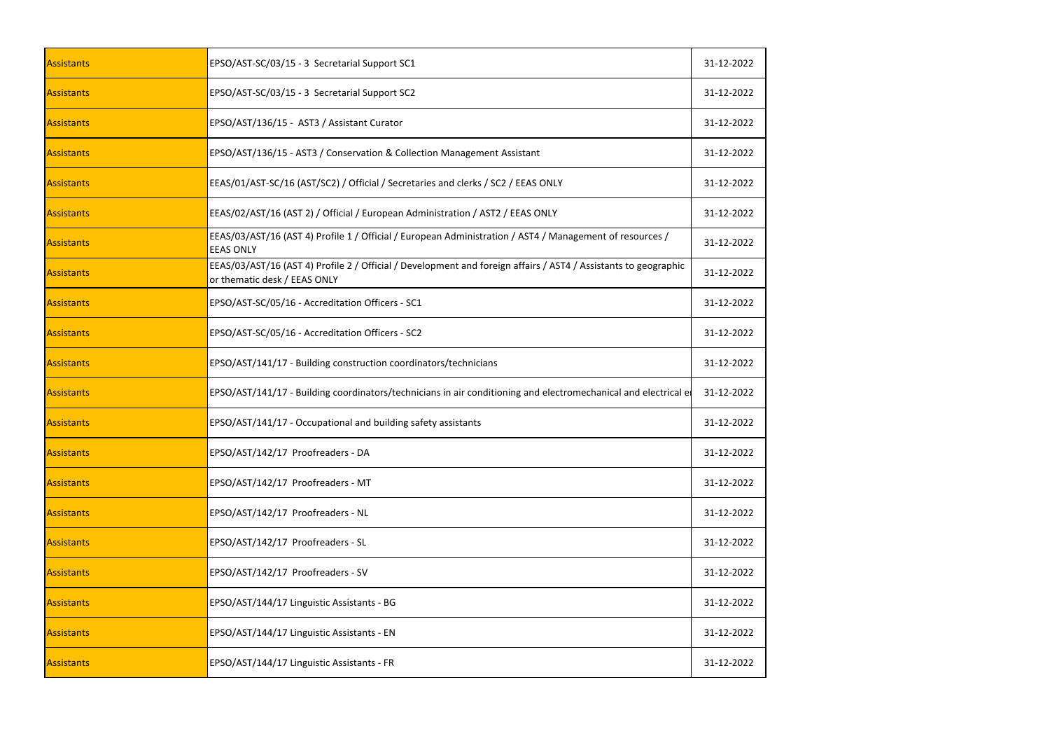| Assistants | EPSO/AST-SC/03/15 - 3 Secretarial Support SC1 | 31-12-2022 |
|---|---|---|
| Assistants | EPSO/AST-SC/03/15 - 3 Secretarial Support SC2 | 31-12-2022 |
| Assistants | EPSO/AST/136/15 - AST3 / Assistant Curator | 31-12-2022 |
| Assistants | EPSO/AST/136/15 - AST3 / Conservation & Collection Management Assistant | 31-12-2022 |
| Assistants | EEAS/01/AST-SC/16 (AST/SC2) / Official / Secretaries and clerks / SC2 / EEAS ONLY | 31-12-2022 |
| Assistants | EEAS/02/AST/16 (AST 2) / Official / European Administration / AST2 / EEAS ONLY | 31-12-2022 |
| Assistants | EEAS/03/AST/16 (AST 4) Profile 1 / Official / European Administration / AST4 / Management of resources / EEAS ONLY | 31-12-2022 |
| Assistants | EEAS/03/AST/16 (AST 4) Profile 2 / Official / Development and foreign affairs / AST4 / Assistants to geographic or thematic desk / EEAS ONLY | 31-12-2022 |
| Assistants | EPSO/AST-SC/05/16 - Accreditation Officers - SC1 | 31-12-2022 |
| Assistants | EPSO/AST-SC/05/16 - Accreditation Officers - SC2 | 31-12-2022 |
| Assistants | EPSO/AST/141/17 - Building construction coordinators/technicians | 31-12-2022 |
| Assistants | EPSO/AST/141/17 - Building coordinators/technicians in air conditioning and electromechanical and electrical e | 31-12-2022 |
| Assistants | EPSO/AST/141/17 - Occupational and building safety assistants | 31-12-2022 |
| Assistants | EPSO/AST/142/17 Proofreaders - DA | 31-12-2022 |
| Assistants | EPSO/AST/142/17 Proofreaders - MT | 31-12-2022 |
| Assistants | EPSO/AST/142/17 Proofreaders - NL | 31-12-2022 |
| Assistants | EPSO/AST/142/17 Proofreaders - SL | 31-12-2022 |
| Assistants | EPSO/AST/142/17 Proofreaders - SV | 31-12-2022 |
| Assistants | EPSO/AST/144/17 Linguistic Assistants - BG | 31-12-2022 |
| Assistants | EPSO/AST/144/17 Linguistic Assistants - EN | 31-12-2022 |
| Assistants | EPSO/AST/144/17 Linguistic Assistants - FR | 31-12-2022 |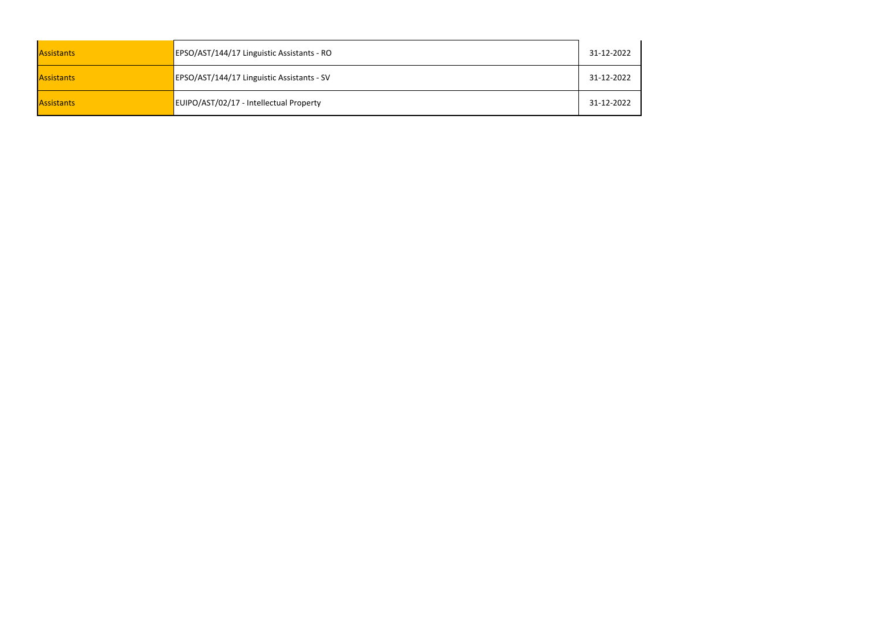| | | |
|---|---|---|
| Assistants | EPSO/AST/144/17 Linguistic Assistants - RO | 31-12-2022 |
| Assistants | EPSO/AST/144/17 Linguistic Assistants - SV | 31-12-2022 |
| Assistants | EUIPO/AST/02/17 - Intellectual Property | 31-12-2022 |